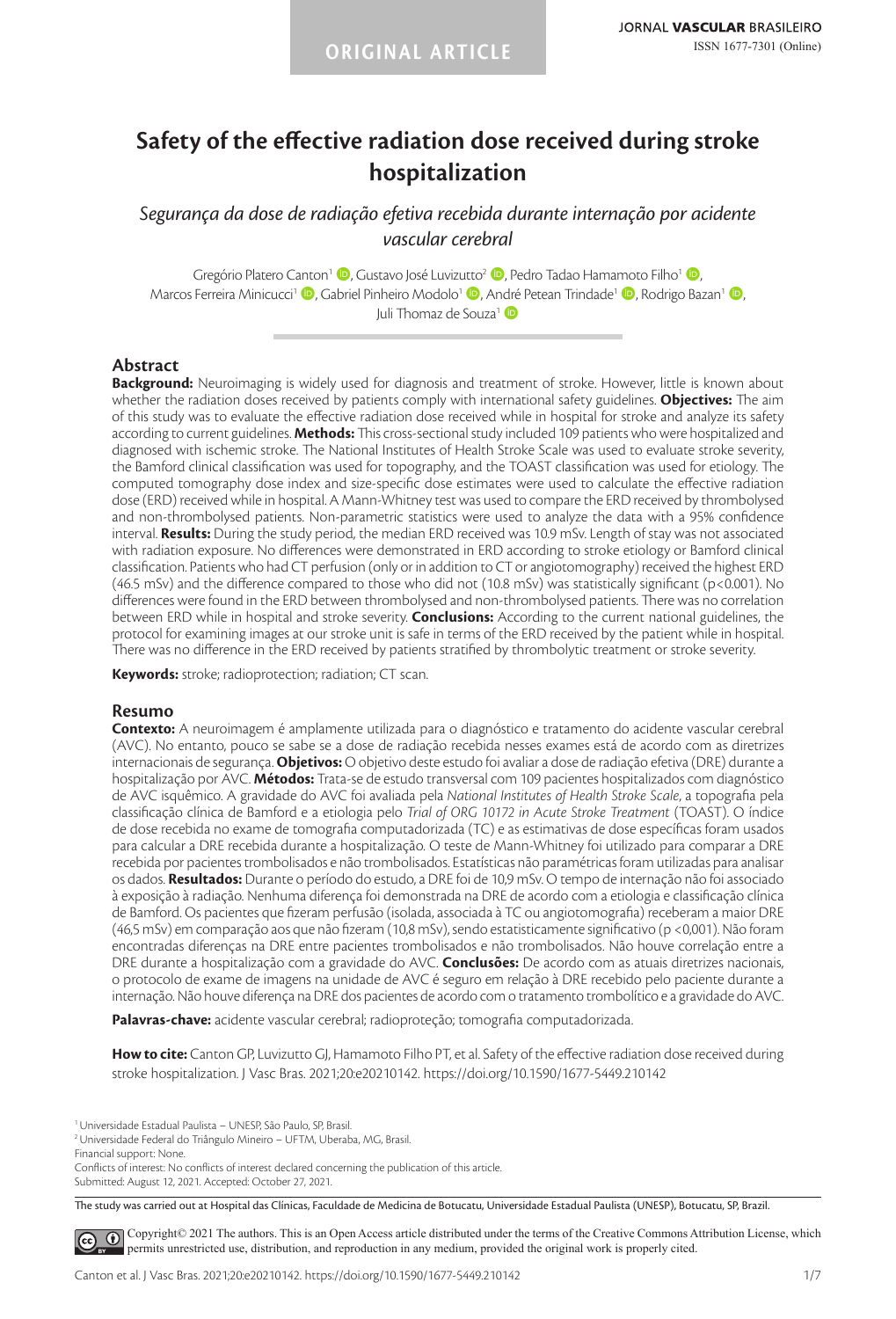ORIGINAL ARTICLE

# Safety of the effective radiation dose received during stroke hospitalization

*Segurança da dose de radiação efetiva recebida durante internação por acidente vascular cerebral*

Gregório Platero Canton[1], Gustavo José Luvizutto[2], Pedro Tadao Hamamoto Filho[1], Marcos Ferreira Minicucci[1], Gabriel Pinheiro Modolo[1], André Petean Trindade[1], Rodrigo Bazan[1], Juli Thomaz de Souza[1]

## Abstract

**Background:** Neuroimaging is widely used for diagnosis and treatment of stroke. However, little is known about whether the radiation doses received by patients comply with international safety guidelines. **Objectives:** The aim of this study was to evaluate the effective radiation dose received while in hospital for stroke and analyze its safety according to current guidelines. **Methods:** This cross-sectional study included 109 patients who were hospitalized and diagnosed with ischemic stroke. The National Institutes of Health Stroke Scale was used to evaluate stroke severity, the Bamford clinical classification was used for topography, and the TOAST classification was used for etiology. The computed tomography dose index and size-specific dose estimates were used to calculate the effective radiation dose (ERD) received while in hospital. A Mann-Whitney test was used to compare the ERD received by thrombolysed and non-thrombolysed patients. Non-parametric statistics were used to analyze the data with a 95% confidence interval. **Results:** During the study period, the median ERD received was 10.9 mSv. Length of stay was not associated with radiation exposure. No differences were demonstrated in ERD according to stroke etiology or Bamford clinical classification. Patients who had CT perfusion (only or in addition to CT or angiotomography) received the highest ERD (46.5 mSv) and the difference compared to those who did not (10.8 mSv) was statistically significant ($p<0.001$). No differences were found in the ERD between thrombolysed and non-thrombolysed patients. There was no correlation between ERD while in hospital and stroke severity. **Conclusions:** According to the current national guidelines, the protocol for examining images at our stroke unit is safe in terms of the ERD received by the patient while in hospital. There was no difference in the ERD received by patients stratified by thrombolytic treatment or stroke severity.

**Keywords:** stroke; radioprotection; radiation; CT scan.

## Resumo

**Contexto:** A neuroimagem é amplamente utilizada para o diagnóstico e tratamento do acidente vascular cerebral (AVC). No entanto, pouco se sabe se a dose de radiação recebida nesses exames está de acordo com as diretrizes internacionais de segurança. **Objetivos:** O objetivo deste estudo foi avaliar a dose de radiação efetiva (DRE) durante a hospitalização por AVC. **Métodos:** Trata-se de estudo transversal com 109 pacientes hospitalizados com diagnóstico de AVC isquêmico. A gravidade do AVC foi avaliada pela *National Institutes of Health Stroke Scale*, a topografia pela classificação clínica de Bamford e a etiologia pelo *Trial of ORG 10172 in Acute Stroke Treatment* (TOAST). O índice de dose recebida no exame de tomografia computadorizada (TC) e as estimativas de dose específicas foram usados para calcular a DRE recebida durante a hospitalização. O teste de Mann-Whitney foi utilizado para comparar a DRE recebida por pacientes trombolisados e não trombolisados. Estatísticas não paramétricas foram utilizadas para analisar os dados. **Resultados:** Durante o período do estudo, a DRE foi de 10,9 mSv. O tempo de internação não foi associado à exposição à radiação. Nenhuma diferença foi demonstrada na DRE de acordo com a etiologia e classificação clínica de Bamford. Os pacientes que fizeram perfusão (isolada, associada à TC ou angiotomografia) receberam a maior DRE (46,5 mSv) em comparação aos que não fizeram (10,8 mSv), sendo estatisticamente significativo ($p<0,001$). Não foram encontradas diferenças na DRE entre pacientes trombolisados e não trombolisados. Não houve correlação entre a DRE durante a hospitalização com a gravidade do AVC. **Conclusões:** De acordo com as atuais diretrizes nacionais, o protocolo de exame de imagens na unidade de AVC é seguro em relação à DRE recebido pelo paciente durante a internação. Não houve diferença na DRE dos pacientes de acordo com o tratamento trombolítico e a gravidade do AVC.

**Palavras-chave:** acidente vascular cerebral; radioproteção; tomografia computadorizada.

**How to cite:** Canton GP, Luvizutto GJ, Hamamoto Filho PT, et al. Safety of the effective radiation dose received during stroke hospitalization. J Vasc Bras. 2021;20:e20210142. https://doi.org/10.1590/1677-5449.210142

[1] Universidade Estadual Paulista – UNESP, São Paulo, SP, Brasil.
[2] Universidade Federal do Triângulo Mineiro – UFTM, Uberaba, MG, Brasil.
Financial support: None.
Conflicts of interest: No conflicts of interest declared concerning the publication of this article.
Submitted: August 12, 2021. Accepted: October 27, 2021.

The study was carried out at Hospital das Clínicas, Faculdade de Medicina de Botucatu, Universidade Estadual Paulista (UNESP), Botucatu, SP, Brazil.

Copyright© 2021 The authors. This is an Open Access article distributed under the terms of the Creative Commons Attribution License, which permits unrestricted use, distribution, and reproduction in any medium, provided the original work is properly cited.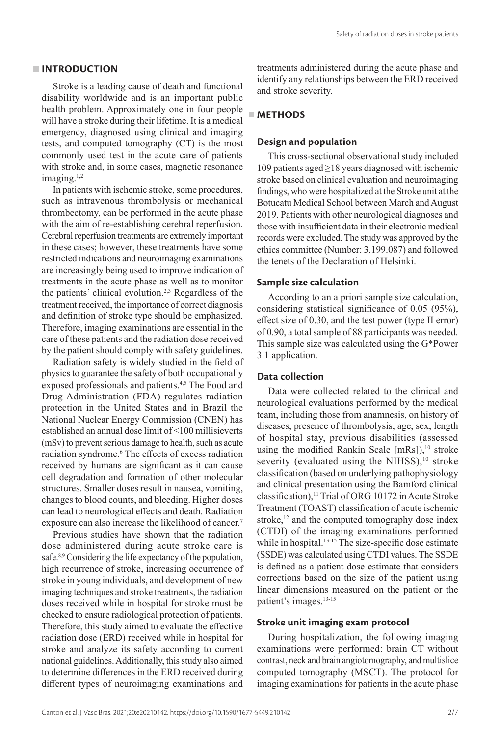## INTRODUCTION

Stroke is a leading cause of death and functional disability worldwide and is an important public health problem. Approximately one in four people will have a stroke during their lifetime. It is a medical emergency, diagnosed using clinical and imaging tests, and computed tomography (CT) is the most commonly used test in the acute care of patients with stroke and, in some cases, magnetic resonance imaging.[1,2]

In patients with ischemic stroke, some procedures, such as intravenous thrombolysis or mechanical thrombectomy, can be performed in the acute phase with the aim of re-establishing cerebral reperfusion. Cerebral reperfusion treatments are extremely important in these cases; however, these treatments have some restricted indications and neuroimaging examinations are increasingly being used to improve indication of treatments in the acute phase as well as to monitor the patients' clinical evolution.[2,3] Regardless of the treatment received, the importance of correct diagnosis and definition of stroke type should be emphasized. Therefore, imaging examinations are essential in the care of these patients and the radiation dose received by the patient should comply with safety guidelines.

Radiation safety is widely studied in the field of physics to guarantee the safety of both occupationally exposed professionals and patients.[4,5] The Food and Drug Administration (FDA) regulates radiation protection in the United States and in Brazil the National Nuclear Energy Commission (CNEN) has established an annual dose limit of <100 millisieverts (mSv) to prevent serious damage to health, such as acute radiation syndrome.[6] The effects of excess radiation received by humans are significant as it can cause cell degradation and formation of other molecular structures. Smaller doses result in nausea, vomiting, changes to blood counts, and bleeding. Higher doses can lead to neurological effects and death. Radiation exposure can also increase the likelihood of cancer.[7]

Previous studies have shown that the radiation dose administered during acute stroke care is safe.[8,9] Considering the life expectancy of the population, high recurrence of stroke, increasing occurrence of stroke in young individuals, and development of new imaging techniques and stroke treatments, the radiation doses received while in hospital for stroke must be checked to ensure radiological protection of patients. Therefore, this study aimed to evaluate the effective radiation dose (ERD) received while in hospital for stroke and analyze its safety according to current national guidelines. Additionally, this study also aimed to determine differences in the ERD received during different types of neuroimaging examinations and treatments administered during the acute phase and identify any relationships between the ERD received and stroke severity.

## METHODS

### Design and population

This cross-sectional observational study included 109 patients aged ≥18 years diagnosed with ischemic stroke based on clinical evaluation and neuroimaging findings, who were hospitalized at the Stroke unit at the Botucatu Medical School between March and August 2019. Patients with other neurological diagnoses and those with insufficient data in their electronic medical records were excluded. The study was approved by the ethics committee (Number: 3.199.087) and followed the tenets of the Declaration of Helsinki.

### Sample size calculation

According to an a priori sample size calculation, considering statistical significance of 0.05 (95%), effect size of 0.30, and the test power (type II error) of 0.90, a total sample of 88 participants was needed. This sample size was calculated using the G*Power 3.1 application.

### Data collection

Data were collected related to the clinical and neurological evaluations performed by the medical team, including those from anamnesis, on history of diseases, presence of thrombolysis, age, sex, length of hospital stay, previous disabilities (assessed using the modified Rankin Scale [mRs]),[10] stroke severity (evaluated using the NIHSS),[10] stroke classification (based on underlying pathophysiology and clinical presentation using the Bamford clinical classification),[11] Trial of ORG 10172 in Acute Stroke Treatment (TOAST) classification of acute ischemic stroke,[12] and the computed tomography dose index (CTDI) of the imaging examinations performed while in hospital.[13-15] The size-specific dose estimate (SSDE) was calculated using CTDI values. The SSDE is defined as a patient dose estimate that considers corrections based on the size of the patient using linear dimensions measured on the patient or the patient's images.[13-15]

### Stroke unit imaging exam protocol

During hospitalization, the following imaging examinations were performed: brain CT without contrast, neck and brain angiotomography, and multislice computed tomography (MSCT). The protocol for imaging examinations for patients in the acute phase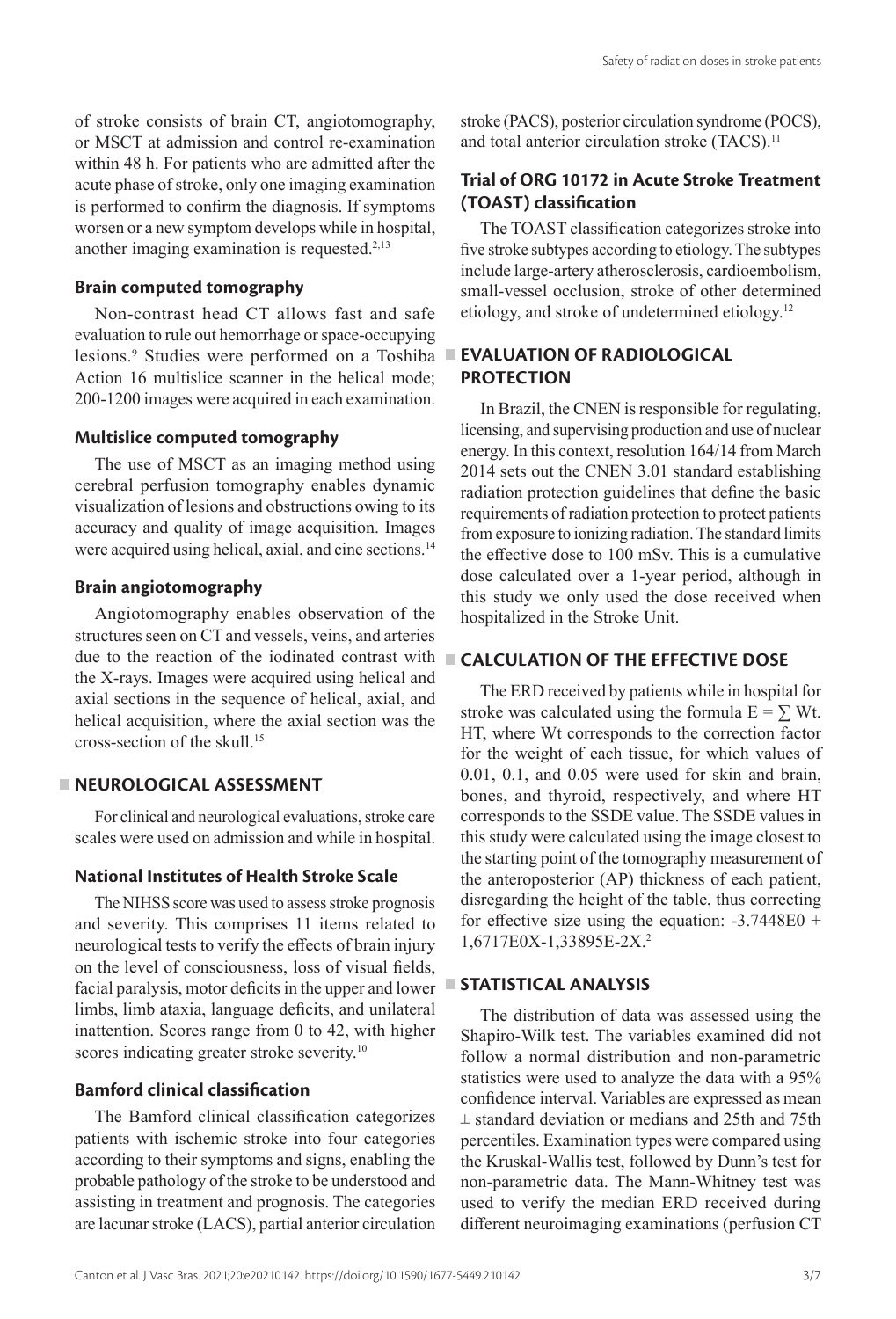of stroke consists of brain CT, angiotomography, or MSCT at admission and control re-examination within 48 h. For patients who are admitted after the acute phase of stroke, only one imaging examination is performed to confirm the diagnosis. If symptoms worsen or a new symptom develops while in hospital, another imaging examination is requested.[2,13]

### Brain computed tomography

Non-contrast head CT allows fast and safe evaluation to rule out hemorrhage or space-occupying lesions.[9] Studies were performed on a Toshiba Action 16 multislice scanner in the helical mode; 200-1200 images were acquired in each examination.

### Multislice computed tomography

The use of MSCT as an imaging method using cerebral perfusion tomography enables dynamic visualization of lesions and obstructions owing to its accuracy and quality of image acquisition. Images were acquired using helical, axial, and cine sections.[14]

### Brain angiotomography

Angiotomography enables observation of the structures seen on CT and vessels, veins, and arteries due to the reaction of the iodinated contrast with the X-rays. Images were acquired using helical and axial sections in the sequence of helical, axial, and helical acquisition, where the axial section was the cross-section of the skull.[15]

## NEUROLOGICAL ASSESSMENT

For clinical and neurological evaluations, stroke care scales were used on admission and while in hospital.

### National Institutes of Health Stroke Scale

The NIHSS score was used to assess stroke prognosis and severity. This comprises 11 items related to neurological tests to verify the effects of brain injury on the level of consciousness, loss of visual fields, facial paralysis, motor deficits in the upper and lower limbs, limb ataxia, language deficits, and unilateral inattention. Scores range from 0 to 42, with higher scores indicating greater stroke severity.[10]

### Bamford clinical classification

The Bamford clinical classification categorizes patients with ischemic stroke into four categories according to their symptoms and signs, enabling the probable pathology of the stroke to be understood and assisting in treatment and prognosis. The categories are lacunar stroke (LACS), partial anterior circulation stroke (PACS), posterior circulation syndrome (POCS), and total anterior circulation stroke (TACS).[11]

### Trial of ORG 10172 in Acute Stroke Treatment (TOAST) classification

The TOAST classification categorizes stroke into five stroke subtypes according to etiology. The subtypes include large-artery atherosclerosis, cardioembolism, small-vessel occlusion, stroke of other determined etiology, and stroke of undetermined etiology.[12]

## EVALUATION OF RADIOLOGICAL PROTECTION

In Brazil, the CNEN is responsible for regulating, licensing, and supervising production and use of nuclear energy. In this context, resolution 164/14 from March 2014 sets out the CNEN 3.01 standard establishing radiation protection guidelines that define the basic requirements of radiation protection to protect patients from exposure to ionizing radiation. The standard limits the effective dose to 100 mSv. This is a cumulative dose calculated over a 1-year period, although in this study we only used the dose received when hospitalized in the Stroke Unit.

## CALCULATION OF THE EFFECTIVE DOSE

The ERD received by patients while in hospital for stroke was calculated using the formula $E = \sum Wt. HT$, where Wt corresponds to the correction factor for the weight of each tissue, for which values of 0.01, 0.1, and 0.05 were used for skin and brain, bones, and thyroid, respectively, and where HT corresponds to the SSDE value. The SSDE values in this study were calculated using the image closest to the starting point of the tomography measurement of the anteroposterior (AP) thickness of each patient, disregarding the height of the table, thus correcting for effective size using the equation: -3.7448E0 + 1,6717E0X-1,33895E-2X.[2]

## STATISTICAL ANALYSIS

The distribution of data was assessed using the Shapiro-Wilk test. The variables examined did not follow a normal distribution and non-parametric statistics were used to analyze the data with a 95% confidence interval. Variables are expressed as mean ± standard deviation or medians and 25th and 75th percentiles. Examination types were compared using the Kruskal-Wallis test, followed by Dunn's test for non-parametric data. The Mann-Whitney test was used to verify the median ERD received during different neuroimaging examinations (perfusion CT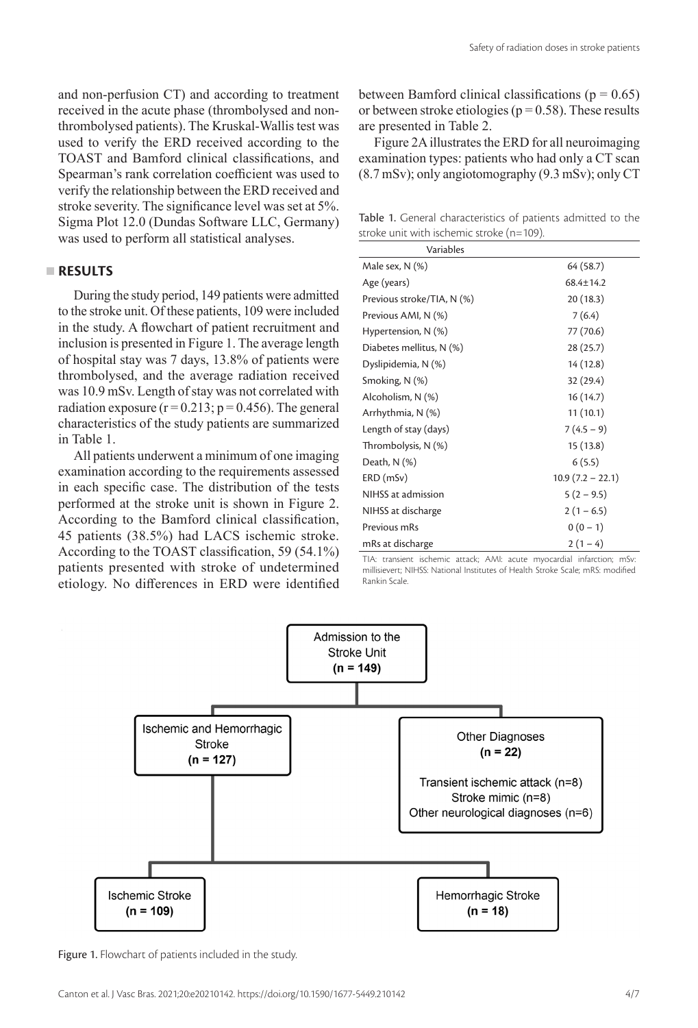and non-perfusion CT) and according to treatment received in the acute phase (thrombolysed and non-thrombolysed patients). The Kruskal-Wallis test was used to verify the ERD received according to the TOAST and Bamford clinical classifications, and Spearman's rank correlation coefficient was used to verify the relationship between the ERD received and stroke severity. The significance level was set at 5%. Sigma Plot 12.0 (Dundas Software LLC, Germany) was used to perform all statistical analyses.

## RESULTS

During the study period, 149 patients were admitted to the stroke unit. Of these patients, 109 were included in the study. A flowchart of patient recruitment and inclusion is presented in Figure 1. The average length of hospital stay was 7 days, 13.8% of patients were thrombolysed, and the average radiation received was 10.9 mSv. Length of stay was not correlated with radiation exposure ($r = 0.213$; $p = 0.456$). The general characteristics of the study patients are summarized in Table 1.

All patients underwent a minimum of one imaging examination according to the requirements assessed in each specific case. The distribution of the tests performed at the stroke unit is shown in Figure 2. According to the Bamford clinical classification, 45 patients (38.5%) had LACS ischemic stroke. According to the TOAST classification, 59 (54.1%) patients presented with stroke of undetermined etiology. No differences in ERD were identified between Bamford clinical classifications ($p = 0.65$) or between stroke etiologies ($p = 0.58$). These results are presented in Table 2.

Figure 2A illustrates the ERD for all neuroimaging examination types: patients who had only a CT scan (8.7 mSv); only angiotomography (9.3 mSv); only CT

Table 1. General characteristics of patients admitted to the stroke unit with ischemic stroke (n=109).

| Variables | |
|---|---|
| Male sex, N (%) | 64 (58.7) |
| Age (years) | 68.4±14.2 |
| Previous stroke/TIA, N (%) | 20 (18.3) |
| Previous AMI, N (%) | 7 (6.4) |
| Hypertension, N (%) | 77 (70.6) |
| Diabetes mellitus, N (%) | 28 (25.7) |
| Dyslipidemia, N (%) | 14 (12.8) |
| Smoking, N (%) | 32 (29.4) |
| Alcoholism, N (%) | 16 (14.7) |
| Arrhythmia, N (%) | 11 (10.1) |
| Length of stay (days) | 7 (4.5 – 9) |
| Thrombolysis, N (%) | 15 (13.8) |
| Death, N (%) | 6 (5.5) |
| ERD (mSv) | 10.9 (7.2 – 22.1) |
| NIHSS at admission | 5 (2 – 9.5) |
| NIHSS at discharge | 2 (1 – 6.5) |
| Previous mRs | 0 (0 – 1) |
| mRs at discharge | 2 (1 – 4) |

TIA: transient ischemic attack; AMI: acute myocardial infarction; mSv: millisievert; NIHSS: National Institutes of Health Stroke Scale; mRS: modified Rankin Scale.

Admission to the Stroke Unit **(n = 149)**
- Ischemic and Hemorrhagic Stroke **(n = 127)**
  - Ischemic Stroke **(n = 109)**
  - Hemorrhagic Stroke **(n = 18)**
- Other Diagnoses **(n = 22)**: Transient ischemic attack (n=8); Stroke mimic (n=8); Other neurological diagnoses (n=6)

Figure 1. Flowchart of patients included in the study.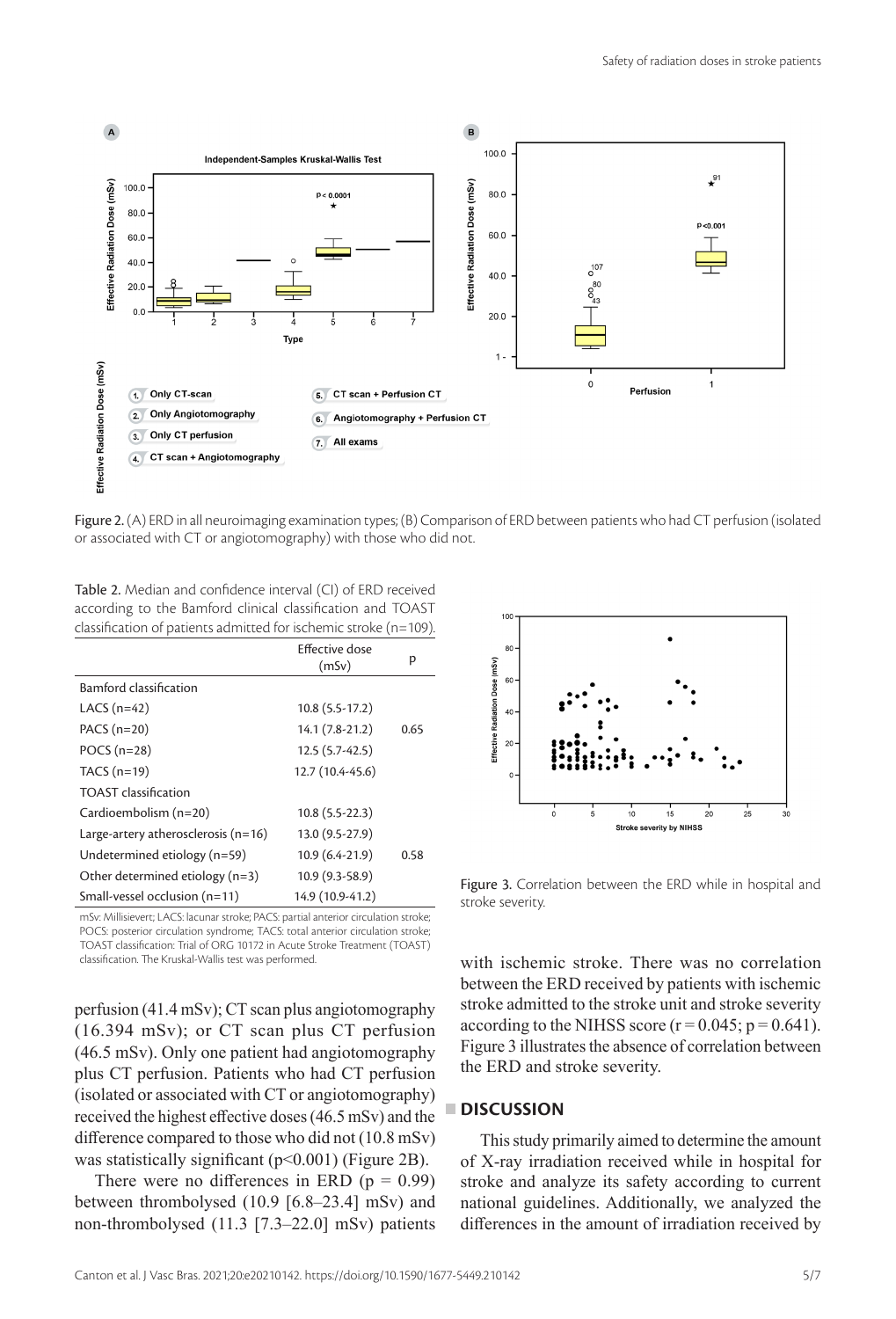Figure 2. (A) ERD in all neuroimaging examination types; (B) Comparison of ERD between patients who had CT perfusion (isolated or associated with CT or angiotomography) with those who did not.

Table 2. Median and confidence interval (CI) of ERD received according to the Bamford clinical classification and TOAST classification of patients admitted for ischemic stroke (n=109).

| | Effective dose (mSv) | p |
|---|---|---|
| Bamford classification | | |
| LACS (n=42) | 10.8 (5.5-17.2) | |
| PACS (n=20) | 14.1 (7.8-21.2) | 0.65 |
| POCS (n=28) | 12.5 (5.7-42.5) | |
| TACS (n=19) | 12.7 (10.4-45.6) | |
| TOAST classification | | |
| Cardioembolism (n=20) | 10.8 (5.5-22.3) | |
| Large-artery atherosclerosis (n=16) | 13.0 (9.5-27.9) | |
| Undetermined etiology (n=59) | 10.9 (6.4-21.9) | 0.58 |
| Other determined etiology (n=3) | 10.9 (9.3-58.9) | |
| Small-vessel occlusion (n=11) | 14.9 (10.9-41.2) | |

mSv: Millisievert; LACS: lacunar stroke; PACS: partial anterior circulation stroke; POCS: posterior circulation syndrome; TACS: total anterior circulation stroke; TOAST classification: Trial of ORG 10172 in Acute Stroke Treatment (TOAST) classification. The Kruskal-Wallis test was performed.

perfusion (41.4 mSv); CT scan plus angiotomography (16.394 mSv); or CT scan plus CT perfusion (46.5 mSv). Only one patient had angiotomography plus CT perfusion. Patients who had CT perfusion (isolated or associated with CT or angiotomography) received the highest effective doses (46.5 mSv) and the difference compared to those who did not (10.8 mSv) was statistically significant (p<0.001) (Figure 2B).

There were no differences in ERD (p = 0.99) between thrombolysed (10.9 [6.8–23.4] mSv) and non-thrombolysed (11.3 [7.3–22.0] mSv) patients with ischemic stroke. There was no correlation between the ERD received by patients with ischemic stroke admitted to the stroke unit and stroke severity according to the NIHSS score (r = 0.045; p = 0.641). Figure 3 illustrates the absence of correlation between the ERD and stroke severity.

Figure 3. Correlation between the ERD while in hospital and stroke severity.

## DISCUSSION

This study primarily aimed to determine the amount of X-ray irradiation received while in hospital for stroke and analyze its safety according to current national guidelines. Additionally, we analyzed the differences in the amount of irradiation received by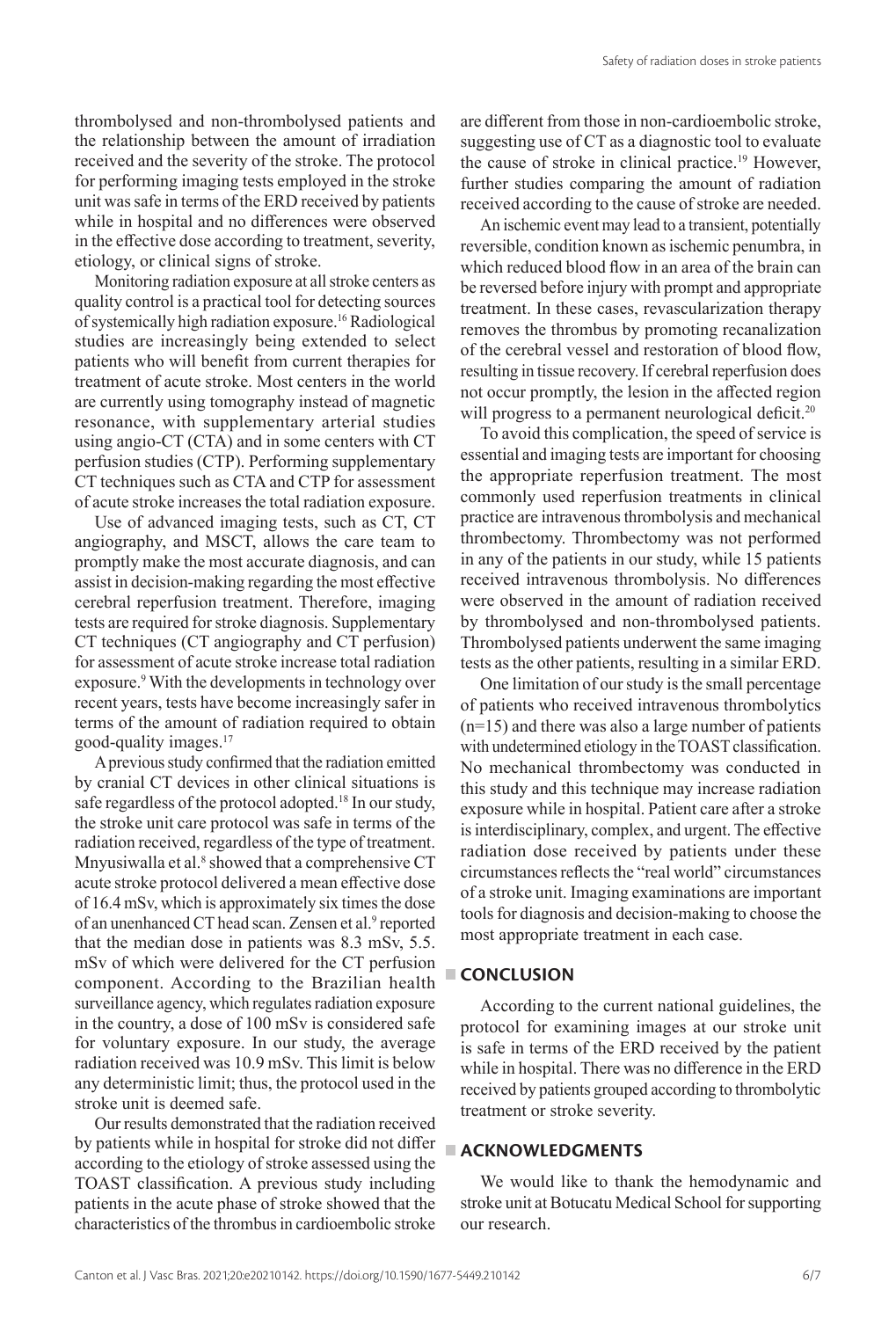thrombolysed and non-thrombolysed patients and the relationship between the amount of irradiation received and the severity of the stroke. The protocol for performing imaging tests employed in the stroke unit was safe in terms of the ERD received by patients while in hospital and no differences were observed in the effective dose according to treatment, severity, etiology, or clinical signs of stroke.

Monitoring radiation exposure at all stroke centers as quality control is a practical tool for detecting sources of systemically high radiation exposure.[16] Radiological studies are increasingly being extended to select patients who will benefit from current therapies for treatment of acute stroke. Most centers in the world are currently using tomography instead of magnetic resonance, with supplementary arterial studies using angio-CT (CTA) and in some centers with CT perfusion studies (CTP). Performing supplementary CT techniques such as CTA and CTP for assessment of acute stroke increases the total radiation exposure.

Use of advanced imaging tests, such as CT, CT angiography, and MSCT, allows the care team to promptly make the most accurate diagnosis, and can assist in decision-making regarding the most effective cerebral reperfusion treatment. Therefore, imaging tests are required for stroke diagnosis. Supplementary CT techniques (CT angiography and CT perfusion) for assessment of acute stroke increase total radiation exposure.[9] With the developments in technology over recent years, tests have become increasingly safer in terms of the amount of radiation required to obtain good-quality images.[17]

A previous study confirmed that the radiation emitted by cranial CT devices in other clinical situations is safe regardless of the protocol adopted.[18] In our study, the stroke unit care protocol was safe in terms of the radiation received, regardless of the type of treatment. Mnyusiwalla et al.[8] showed that a comprehensive CT acute stroke protocol delivered a mean effective dose of 16.4 mSv, which is approximately six times the dose of an unenhanced CT head scan. Zensen et al.[9] reported that the median dose in patients was 8.3 mSv, 5.5. mSv of which were delivered for the CT perfusion component. According to the Brazilian health surveillance agency, which regulates radiation exposure in the country, a dose of 100 mSv is considered safe for voluntary exposure. In our study, the average radiation received was 10.9 mSv. This limit is below any deterministic limit; thus, the protocol used in the stroke unit is deemed safe.

Our results demonstrated that the radiation received by patients while in hospital for stroke did not differ according to the etiology of stroke assessed using the TOAST classification. A previous study including patients in the acute phase of stroke showed that the characteristics of the thrombus in cardioembolic stroke are different from those in non-cardioembolic stroke, suggesting use of CT as a diagnostic tool to evaluate the cause of stroke in clinical practice.[19] However, further studies comparing the amount of radiation received according to the cause of stroke are needed.

An ischemic event may lead to a transient, potentially reversible, condition known as ischemic penumbra, in which reduced blood flow in an area of the brain can be reversed before injury with prompt and appropriate treatment. In these cases, revascularization therapy removes the thrombus by promoting recanalization of the cerebral vessel and restoration of blood flow, resulting in tissue recovery. If cerebral reperfusion does not occur promptly, the lesion in the affected region will progress to a permanent neurological deficit.[20]

To avoid this complication, the speed of service is essential and imaging tests are important for choosing the appropriate reperfusion treatment. The most commonly used reperfusion treatments in clinical practice are intravenous thrombolysis and mechanical thrombectomy. Thrombectomy was not performed in any of the patients in our study, while 15 patients received intravenous thrombolysis. No differences were observed in the amount of radiation received by thrombolysed and non-thrombolysed patients. Thrombolysed patients underwent the same imaging tests as the other patients, resulting in a similar ERD.

One limitation of our study is the small percentage of patients who received intravenous thrombolytics (n=15) and there was also a large number of patients with undetermined etiology in the TOAST classification. No mechanical thrombectomy was conducted in this study and this technique may increase radiation exposure while in hospital. Patient care after a stroke is interdisciplinary, complex, and urgent. The effective radiation dose received by patients under these circumstances reflects the "real world" circumstances of a stroke unit. Imaging examinations are important tools for diagnosis and decision-making to choose the most appropriate treatment in each case.

## CONCLUSION

According to the current national guidelines, the protocol for examining images at our stroke unit is safe in terms of the ERD received by the patient while in hospital. There was no difference in the ERD received by patients grouped according to thrombolytic treatment or stroke severity.

## ACKNOWLEDGMENTS

We would like to thank the hemodynamic and stroke unit at Botucatu Medical School for supporting our research.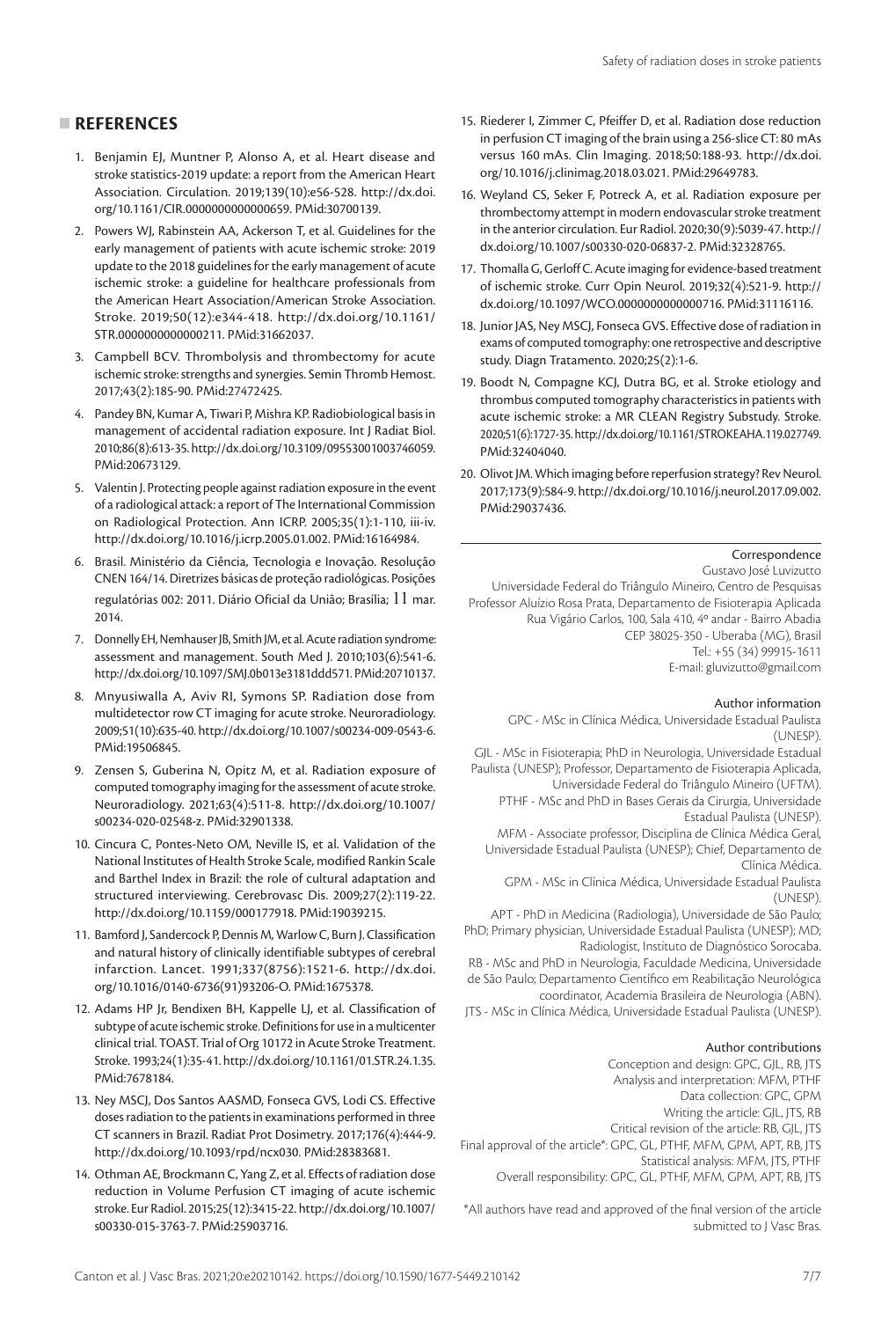## REFERENCES

1. Benjamin EJ, Muntner P, Alonso A, et al. Heart disease and stroke statistics-2019 update: a report from the American Heart Association. Circulation. 2019;139(10):e56-528. http://dx.doi.org/10.1161/CIR.0000000000000659. PMid:30700139.
2. Powers WJ, Rabinstein AA, Ackerson T, et al. Guidelines for the early management of patients with acute ischemic stroke: 2019 update to the 2018 guidelines for the early management of acute ischemic stroke: a guideline for healthcare professionals from the American Heart Association/American Stroke Association. Stroke. 2019;50(12):e344-418. http://dx.doi.org/10.1161/STR.0000000000000211. PMid:31662037.
3. Campbell BCV. Thrombolysis and thrombectomy for acute ischemic stroke: strengths and synergies. Semin Thromb Hemost. 2017;43(2):185-90. PMid:27472425.
4. Pandey BN, Kumar A, Tiwari P, Mishra KP. Radiobiological basis in management of accidental radiation exposure. Int J Radiat Biol. 2010;86(8):613-35. http://dx.doi.org/10.3109/09553001003746059. PMid:20673129.
5. Valentin J. Protecting people against radiation exposure in the event of a radiological attack: a report of The International Commission on Radiological Protection. Ann ICRP. 2005;35(1):1-110, iii-iv. http://dx.doi.org/10.1016/j.icrp.2005.01.002. PMid:16164984.
6. Brasil. Ministério da Ciência, Tecnologia e Inovação. Resolução CNEN 164/14. Diretrizes básicas de proteção radiológicas. Posições regulatórias 002: 2011. Diário Oficial da União; Brasília; 11 mar. 2014.
7. Donnelly EH, Nemhauser JB, Smith JM, et al. Acute radiation syndrome: assessment and management. South Med J. 2010;103(6):541-6. http://dx.doi.org/10.1097/SMJ.0b013e3181ddd571. PMid:20710137.
8. Mnyusiwalla A, Aviv RI, Symons SP. Radiation dose from multidetector row CT imaging for acute stroke. Neuroradiology. 2009;51(10):635-40. http://dx.doi.org/10.1007/s00234-009-0543-6. PMid:19506845.
9. Zensen S, Guberina N, Opitz M, et al. Radiation exposure of computed tomography imaging for the assessment of acute stroke. Neuroradiology. 2021;63(4):511-8. http://dx.doi.org/10.1007/s00234-020-02548-z. PMid:32901338.
10. Cincura C, Pontes-Neto OM, Neville IS, et al. Validation of the National Institutes of Health Stroke Scale, modified Rankin Scale and Barthel Index in Brazil: the role of cultural adaptation and structured interviewing. Cerebrovasc Dis. 2009;27(2):119-22. http://dx.doi.org/10.1159/000177918. PMid:19039215.
11. Bamford J, Sandercock P, Dennis M, Warlow C, Burn J. Classification and natural history of clinically identifiable subtypes of cerebral infarction. Lancet. 1991;337(8756):1521-6. http://dx.doi.org/10.1016/0140-6736(91)93206-O. PMid:1675378.
12. Adams HP Jr, Bendixen BH, Kappelle LJ, et al. Classification of subtype of acute ischemic stroke. Definitions for use in a multicenter clinical trial. TOAST. Trial of Org 10172 in Acute Stroke Treatment. Stroke. 1993;24(1):35-41. http://dx.doi.org/10.1161/01.STR.24.1.35. PMid:7678184.
13. Ney MSCJ, Dos Santos AASMD, Fonseca GVS, Lodi CS. Effective doses radiation to the patients in examinations performed in three CT scanners in Brazil. Radiat Prot Dosimetry. 2017;176(4):444-9. http://dx.doi.org/10.1093/rpd/ncx030. PMid:28383681.
14. Othman AE, Brockmann C, Yang Z, et al. Effects of radiation dose reduction in Volume Perfusion CT imaging of acute ischemic stroke. Eur Radiol. 2015;25(12):3415-22. http://dx.doi.org/10.1007/s00330-015-3763-7. PMid:25903716.
15. Riederer I, Zimmer C, Pfeiffer D, et al. Radiation dose reduction in perfusion CT imaging of the brain using a 256-slice CT: 80 mAs versus 160 mAs. Clin Imaging. 2018;50:188-93. http://dx.doi.org/10.1016/j.clinimag.2018.03.021. PMid:29649783.
16. Weyland CS, Seker F, Potreck A, et al. Radiation exposure per thrombectomy attempt in modern endovascular stroke treatment in the anterior circulation. Eur Radiol. 2020;30(9):5039-47. http://dx.doi.org/10.1007/s00330-020-06837-2. PMid:32328765.
17. Thomalla G, Gerloff C. Acute imaging for evidence-based treatment of ischemic stroke. Curr Opin Neurol. 2019;32(4):521-9. http://dx.doi.org/10.1097/WCO.0000000000000716. PMid:31116116.
18. Junior JAS, Ney MSCJ, Fonseca GVS. Effective dose of radiation in exams of computed tomography: one retrospective and descriptive study. Diagn Tratamento. 2020;25(2):1-6.
19. Boodt N, Compagne KCJ, Dutra BG, et al. Stroke etiology and thrombus computed tomography characteristics in patients with acute ischemic stroke: a MR CLEAN Registry Substudy. Stroke. 2020;51(6):1727-35. http://dx.doi.org/10.1161/STROKEAHA.119.027749. PMid:32404040.
20. Olivot JM. Which imaging before reperfusion strategy? Rev Neurol. 2017;173(9):584-9. http://dx.doi.org/10.1016/j.neurol.2017.09.002. PMid:29037436.

---

Correspondence
Gustavo José Luvizutto
Universidade Federal do Triângulo Mineiro, Centro de Pesquisas Professor Aluízio Rosa Prata, Departamento de Fisioterapia Aplicada
Rua Vigário Carlos, 100, Sala 410, 4º andar - Bairro Abadia
CEP 38025-350 - Uberaba (MG), Brasil
Tel.: +55 (34) 99915-1611
E-mail: gluvizutto@gmail.com

Author information
GPC - MSc in Clínica Médica, Universidade Estadual Paulista (UNESP).
GJL - MSc in Fisioterapia; PhD in Neurologia, Universidade Estadual Paulista (UNESP); Professor, Departamento de Fisioterapia Aplicada, Universidade Federal do Triângulo Mineiro (UFTM).
PTHF - MSc and PhD in Bases Gerais da Cirurgia, Universidade Estadual Paulista (UNESP).
MFM - Associate professor, Disciplina de Clínica Médica Geral, Universidade Estadual Paulista (UNESP); Chief, Departamento de Clínica Médica.
GPM - MSc in Clínica Médica, Universidade Estadual Paulista (UNESP).
APT - PhD in Medicina (Radiologia), Universidade de São Paulo; PhD; Primary physician, Universidade Estadual Paulista (UNESP); MD; Radiologist, Instituto de Diagnóstico Sorocaba.
RB - MSc and PhD in Neurologia, Faculdade Medicina, Universidade de São Paulo; Departamento Científico em Reabilitação Neurológica coordinator, Academia Brasileira de Neurologia (ABN).
JTS - MSc in Clínica Médica, Universidade Estadual Paulista (UNESP).

Author contributions
Conception and design: GPC, GJL, RB, JTS
Analysis and interpretation: MFM, PTHF
Data collection: GPC, GPM
Writing the article: GJL, JTS, RB
Critical revision of the article: RB, GJL, JTS
Final approval of the article*: GPC, GL, PTHF, MFM, GPM, APT, RB, JTS
Statistical analysis: MFM, JTS, PTHF
Overall responsibility: GPC, GL, PTHF, MFM, GPM, APT, RB, JTS

*All authors have read and approved of the final version of the article submitted to J Vasc Bras.